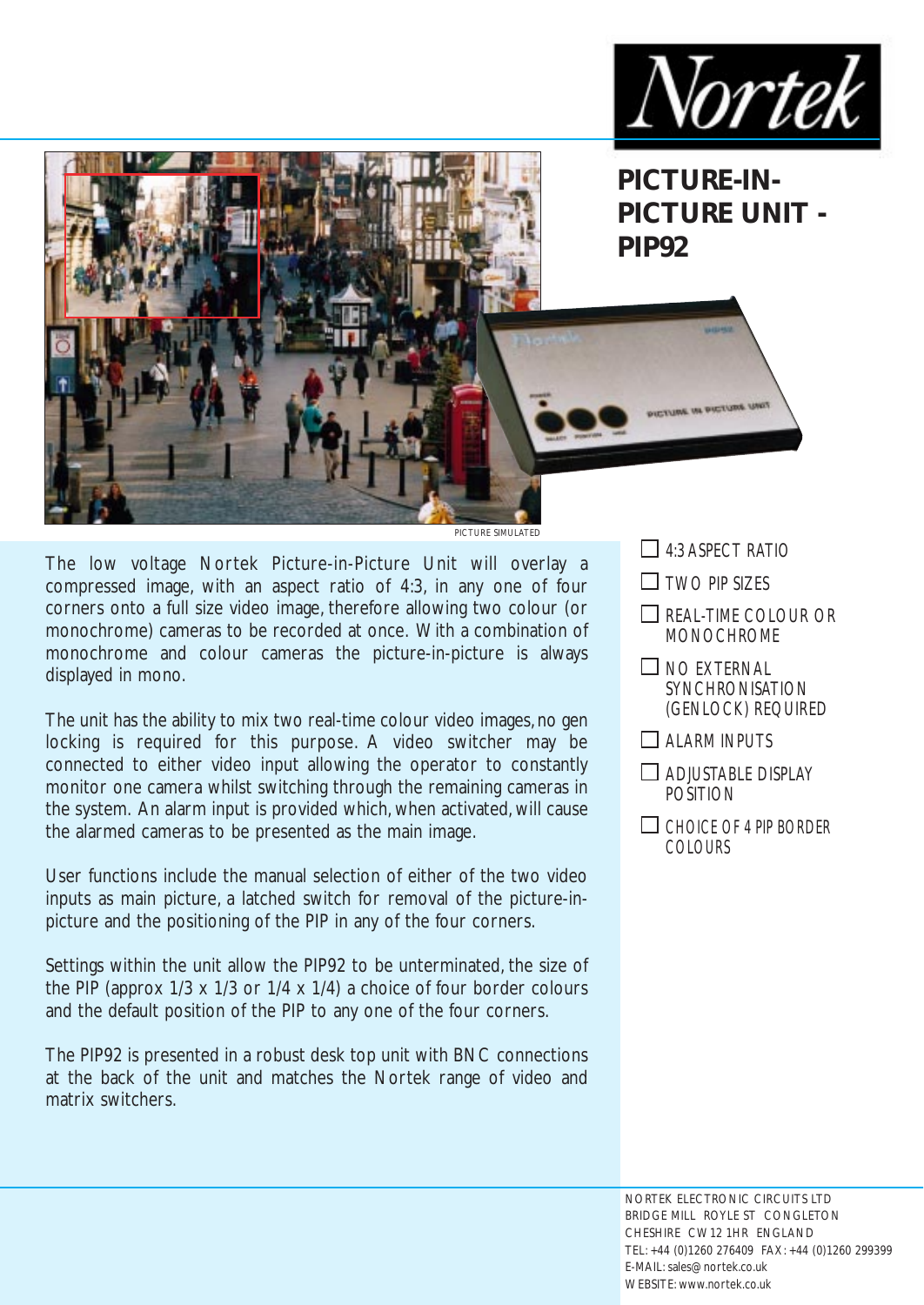# PICTURE-IN-PICTURE UNIT - PIP92

PICTURE SIMULATED

The low voltage Nortek Picture-in-Picture Unit will overlay a compressed image, with an aspect ratio of 4:3, in any one of four corners onto a full size video image, therefore allowing two colour (or monochrome) cameras to be recorded at once. With a combination of monochrome and colour cameras the picture-in-picture is always displayed in mono.

The unit has the ability to mix two real-time colour video images, no gen locking is required for this purpose. A video switcher may be connected to either video input allowing the operator to constantly monitor one camera whilst switching through the remaining cameras in the system. An alarm input is provided which, when activated, will cause the alarmed cameras to be presented as the main image.

User functions include the manual selection of either of the two video inputs as main picture, a latched switch for removal of the picture-in-picture and the positioning of the PIP in any of the four corners.

Settings within the unit allow the PIP92 to be unterminated, the size of the PIP (approx 1/3 x 1/3 or 1/4 x 1/4) a choice of four border colours and the default position of the PIP to any one of the four corners.

The PIP92 is presented in a robust desk top unit with BNC connections at the back of the unit and matches the Nortek range of video and matrix switchers.

- ☐ 4:3 ASPECT RATIO
- ☐ TWO PIP SIZES
- ☐ REAL-TIME COLOUR OR MONOCHROME
- ☐ NO EXTERNAL SYNCHRONISATION (GENLOCK) REQUIRED
- ☐ ALARM INPUTS
- ☐ ADJUSTABLE DISPLAY POSITION
- ☐ CHOICE OF 4 PIP BORDER COLOURS

NORTEK ELECTRONIC CIRCUITS LTD
BRIDGE MILL ROYLE ST CONGLETON
CHESHIRE CW12 1HR ENGLAND
TEL: +44 (0)1260 276409 FAX: +44 (0)1260 299399
E-MAIL: sales@nortek.co.uk
WEBSITE: www.nortek.co.uk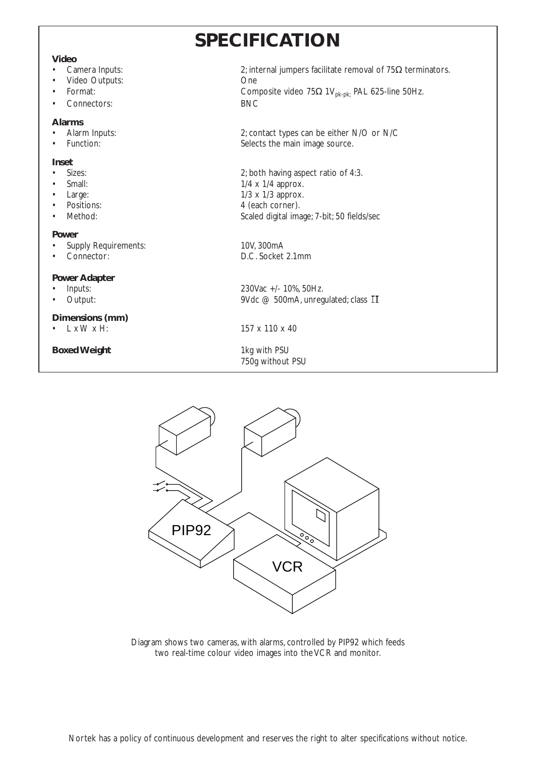# SPECIFICATION

**Video**

- Camera Inputs: 2; internal jumpers facilitate removal of 75Ω terminators.
- Video Outputs: One
- Format: Composite video 75Ω $1V_{pk-pk;}$ PAL 625-line 50Hz.
- Connectors: BNC

**Alarms**

- Alarm Inputs: 2; contact types can be either N/O or N/C
- Function: Selects the main image source.

**Inset**

- Sizes: 2; both having aspect ratio of 4:3.
- Small: 1/4 x 1/4 approx.
- Large: 1/3 x 1/3 approx.
- Positions: 4 (each corner).
- Method: Scaled digital image; 7-bit; 50 fields/sec

**Power**

- Supply Requirements: 10V, 300mA
- Connector: D.C. Socket 2.1mm

**Power Adapter**

- Inputs: 230Vac +/- 10%, 50Hz.
- Output: 9Vdc @ 500mA, unregulated; class II

**Dimensions (mm)**

- L x W x H: 157 x 110 x 40

**Boxed Weight** 1kg with PSU
750g without PSU

PIP92

VCR

Diagram shows two cameras, with alarms, controlled by PIP92 which feeds two real-time colour video images into the VCR and monitor.

Nortek has a policy of continuous development and reserves the right to alter specifications without notice.